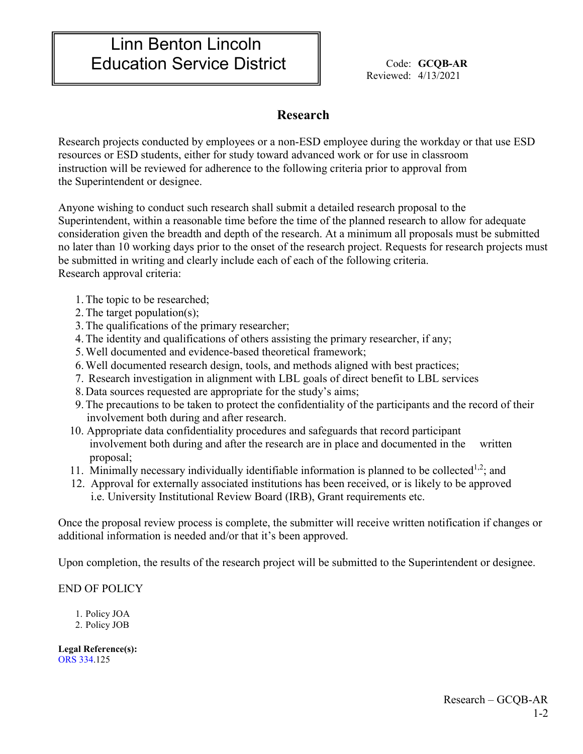# Linn Benton Lincoln Education Service District

Code: **GCQB-AR**
Reviewed: 4/13/2021

## Research

Research projects conducted by employees or a non-ESD employee during the workday or that use ESD resources or ESD students, either for study toward advanced work or for use in classroom instruction will be reviewed for adherence to the following criteria prior to approval from the Superintendent or designee.

Anyone wishing to conduct such research shall submit a detailed research proposal to the Superintendent, within a reasonable time before the time of the planned research to allow for adequate consideration given the breadth and depth of the research. At a minimum all proposals must be submitted no later than 10 working days prior to the onset of the research project. Requests for research projects must be submitted in writing and clearly include each of each of the following criteria.
Research approval criteria:

1. The topic to be researched;
2. The target population(s);
3. The qualifications of the primary researcher;
4. The identity and qualifications of others assisting the primary researcher, if any;
5. Well documented and evidence-based theoretical framework;
6. Well documented research design, tools, and methods aligned with best practices;
7. Research investigation in alignment with LBL goals of direct benefit to LBL services
8. Data sources requested are appropriate for the study's aims;
9. The precautions to be taken to protect the confidentiality of the participants and the record of their involvement both during and after research.
10. Appropriate data confidentiality procedures and safeguards that record participant involvement both during and after the research are in place and documented in the written proposal;
11. Minimally necessary individually identifiable information is planned to be collected[1,2]; and
12. Approval for externally associated institutions has been received, or is likely to be approved i.e. University Institutional Review Board (IRB), Grant requirements etc.

Once the proposal review process is complete, the submitter will receive written notification if changes or additional information is needed and/or that it's been approved.

Upon completion, the results of the research project will be submitted to the Superintendent or designee.

END OF POLICY

1. Policy JOA
2. Policy JOB

**Legal Reference(s):**
ORS 334.125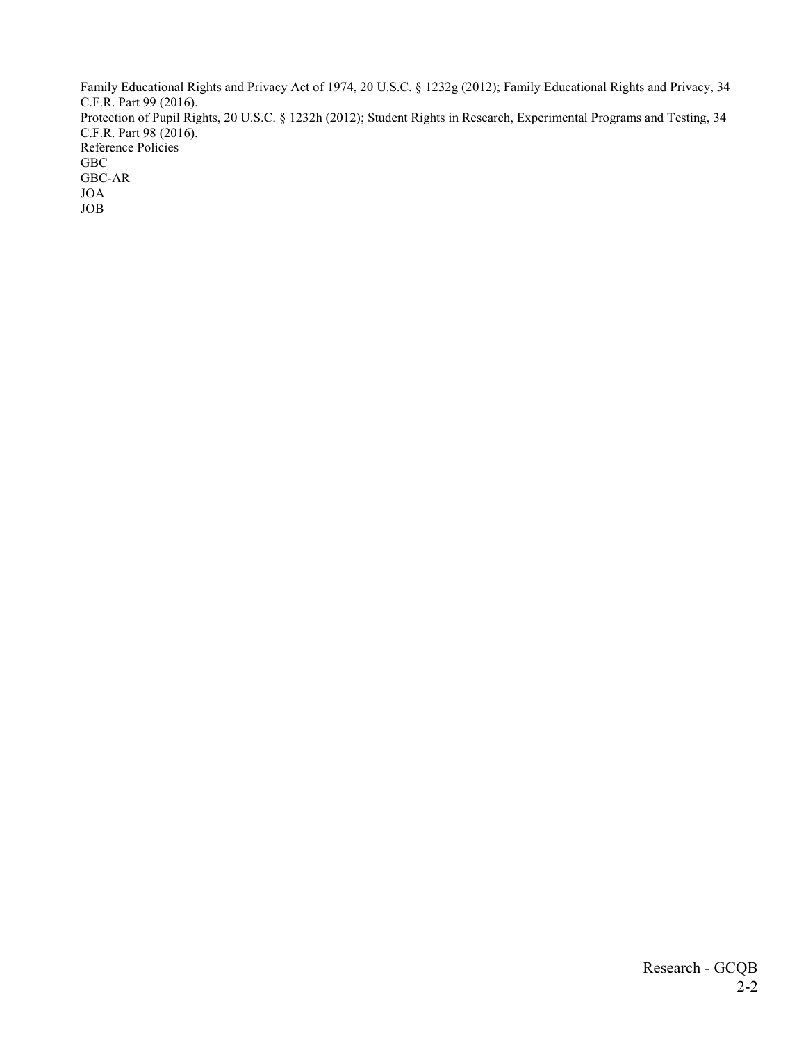Family Educational Rights and Privacy Act of 1974, 20 U.S.C. § 1232g (2012); Family Educational Rights and Privacy, 34 C.F.R. Part 99 (2016).

Protection of Pupil Rights, 20 U.S.C. § 1232h (2012); Student Rights in Research, Experimental Programs and Testing, 34 C.F.R. Part 98 (2016).

Reference Policies

GBC

GBC-AR

JOA

JOB